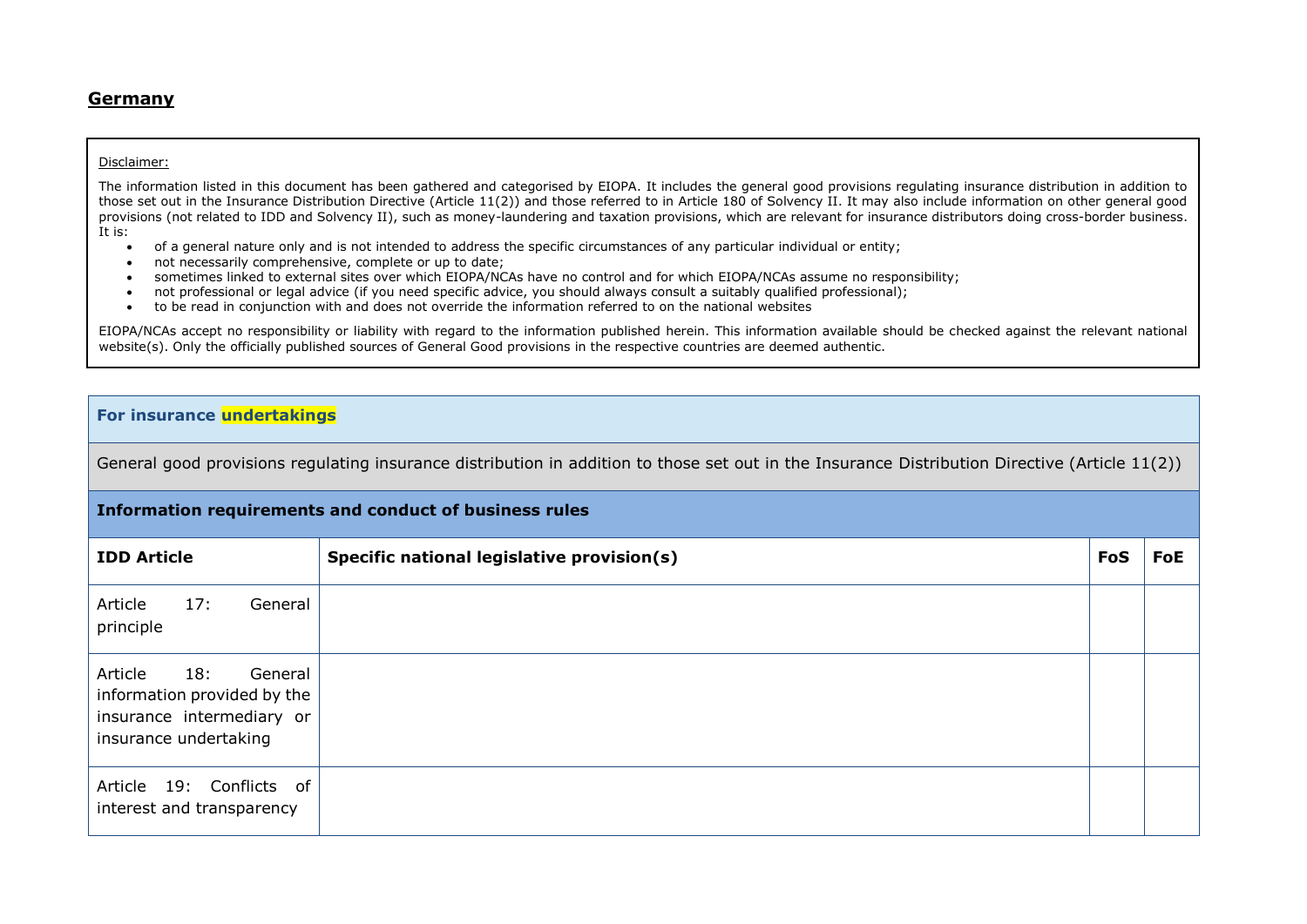## Germany

Disclaimer:

The information listed in this document has been gathered and categorised by EIOPA. It includes the general good provisions regulating insurance distribution in addition to those set out in the Insurance Distribution Directive (Article 11(2)) and those referred to in Article 180 of Solvency II. It may also include information on other general good provisions (not related to IDD and Solvency II), such as money-laundering and taxation provisions, which are relevant for insurance distributors doing cross-border business. It is:

- of a general nature only and is not intended to address the specific circumstances of any particular individual or entity;
- not necessarily comprehensive, complete or up to date;
- sometimes linked to external sites over which EIOPA/NCAs have no control and for which EIOPA/NCAs assume no responsibility;
- not professional or legal advice (if you need specific advice, you should always consult a suitably qualified professional);
- to be read in conjunction with and does not override the information referred to on the national websites

EIOPA/NCAs accept no responsibility or liability with regard to the information published herein. This information available should be checked against the relevant national website(s). Only the officially published sources of General Good provisions in the respective countries are deemed authentic.

| For insurance undertakings | | | |
|---|---|---|---|
| General good provisions regulating insurance distribution in addition to those set out in the Insurance Distribution Directive (Article 11(2)) | | | |
| **Information requirements and conduct of business rules** | | | |
| **IDD Article** | **Specific national legislative provision(s)** | **FoS** | **FoE** |
| Article 17: General principle | | | |
| Article 18: General information provided by the insurance intermediary or insurance undertaking | | | |
| Article 19: Conflicts of interest and transparency | | | |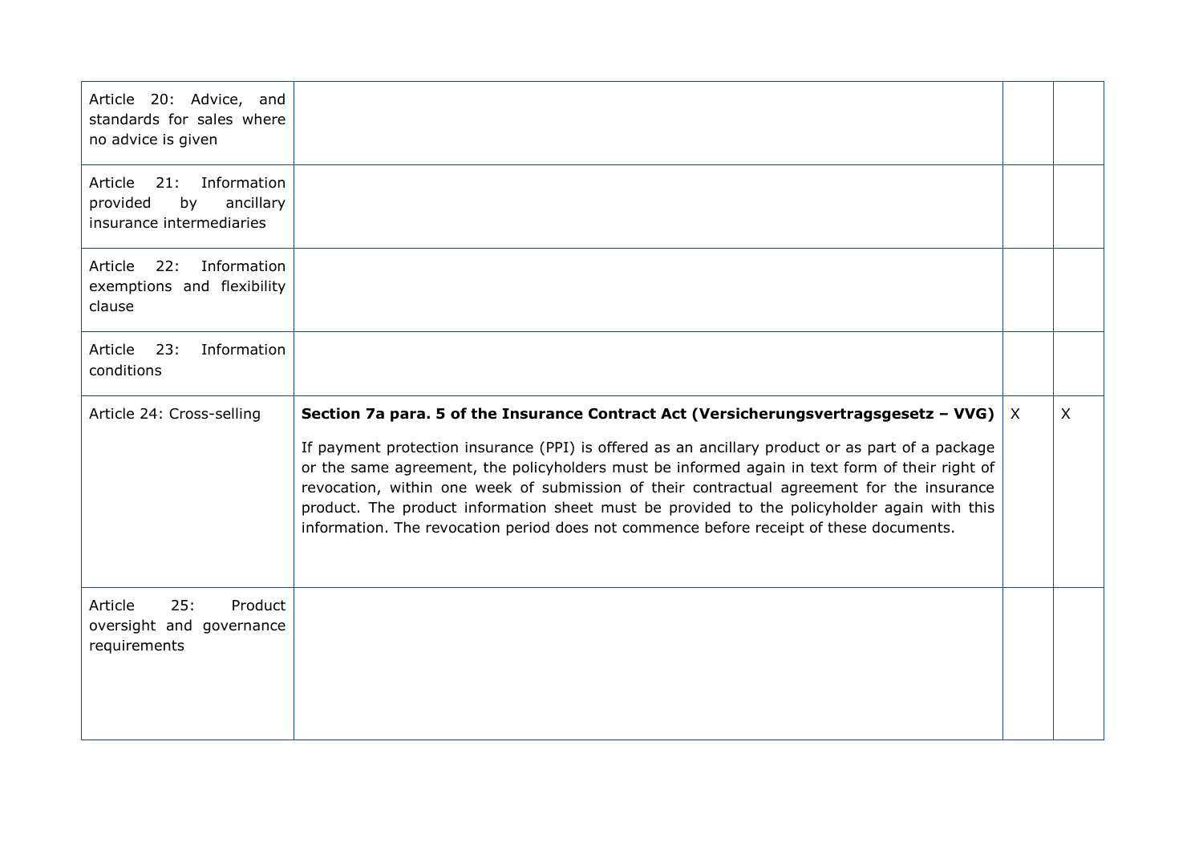| | | | |
|---|---|---|---|
| Article 20: Advice, and standards for sales where no advice is given | | | |
| Article 21: Information provided by ancillary insurance intermediaries | | | |
| Article 22: Information exemptions and flexibility clause | | | |
| Article 23: Information conditions | | | |
| Article 24: Cross-selling | **Section 7a para. 5 of the Insurance Contract Act (Versicherungsvertragsgesetz – VVG)**<br><br>If payment protection insurance (PPI) is offered as an ancillary product or as part of a package or the same agreement, the policyholders must be informed again in text form of their right of revocation, within one week of submission of their contractual agreement for the insurance product. The product information sheet must be provided to the policyholder again with this information. The revocation period does not commence before receipt of these documents. | X | X |
| Article 25: Product oversight and governance requirements | | | |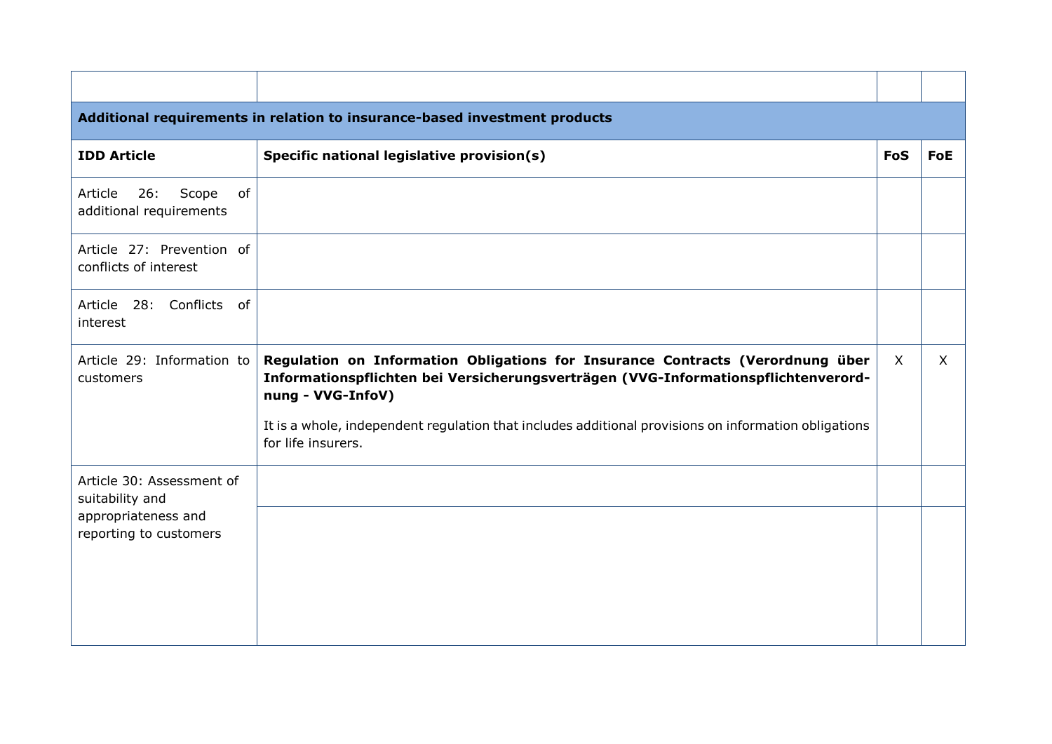| | | | |
|---|---|---|---|
| **Additional requirements in relation to insurance-based investment products** | | | |
| **IDD Article** | **Specific national legislative provision(s)** | **FoS** | **FoE** |
| Article 26: Scope of additional requirements | | | |
| Article 27: Prevention of conflicts of interest | | | |
| Article 28: Conflicts of interest | | | |
| Article 29: Information to customers | **Regulation on Information Obligations for Insurance Contracts (Verordnung über Informationspflichten bei Versicherungsverträgen (VVG-Informationspflichtenverordnung - VVG-InfoV)**<br><br>It is a whole, independent regulation that includes additional provisions on information obligations for life insurers. | X | X |
| Article 30: Assessment of suitability and appropriateness and reporting to customers | | | |
| | | | |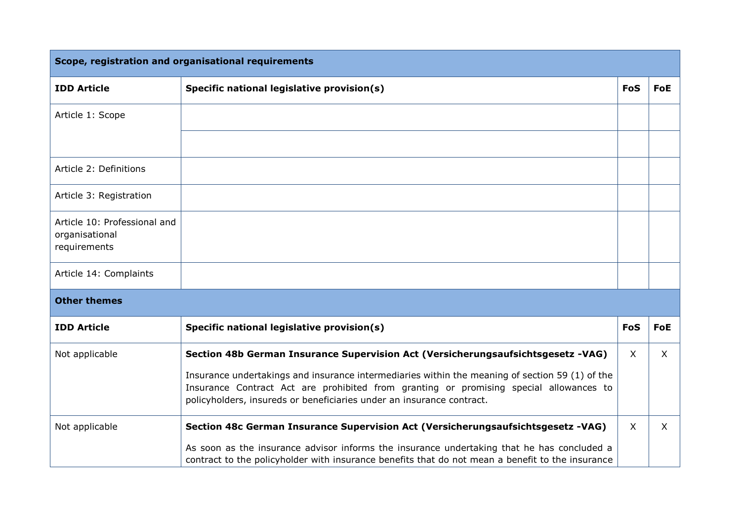| Scope, registration and organisational requirements | | | |
|---|---|---|---|
| **IDD Article** | **Specific national legislative provision(s)** | **FoS** | **FoE** |
| Article 1: Scope | | | |
| | | | |
| Article 2: Definitions | | | |
| Article 3: Registration | | | |
| Article 10: Professional and organisational requirements | | | |
| Article 14: Complaints | | | |
| **Other themes** | | | |
| **IDD Article** | **Specific national legislative provision(s)** | **FoS** | **FoE** |
| Not applicable | **Section 48b German Insurance Supervision Act (Versicherungsaufsichtsgesetz -VAG)** Insurance undertakings and insurance intermediaries within the meaning of section 59 (1) of the Insurance Contract Act are prohibited from granting or promising special allowances to policyholders, insureds or beneficiaries under an insurance contract. | X | X |
| Not applicable | **Section 48c German Insurance Supervision Act (Versicherungsaufsichtsgesetz -VAG)** As soon as the insurance advisor informs the insurance undertaking that he has concluded a contract to the policyholder with insurance benefits that do not mean a benefit to the insurance | X | X |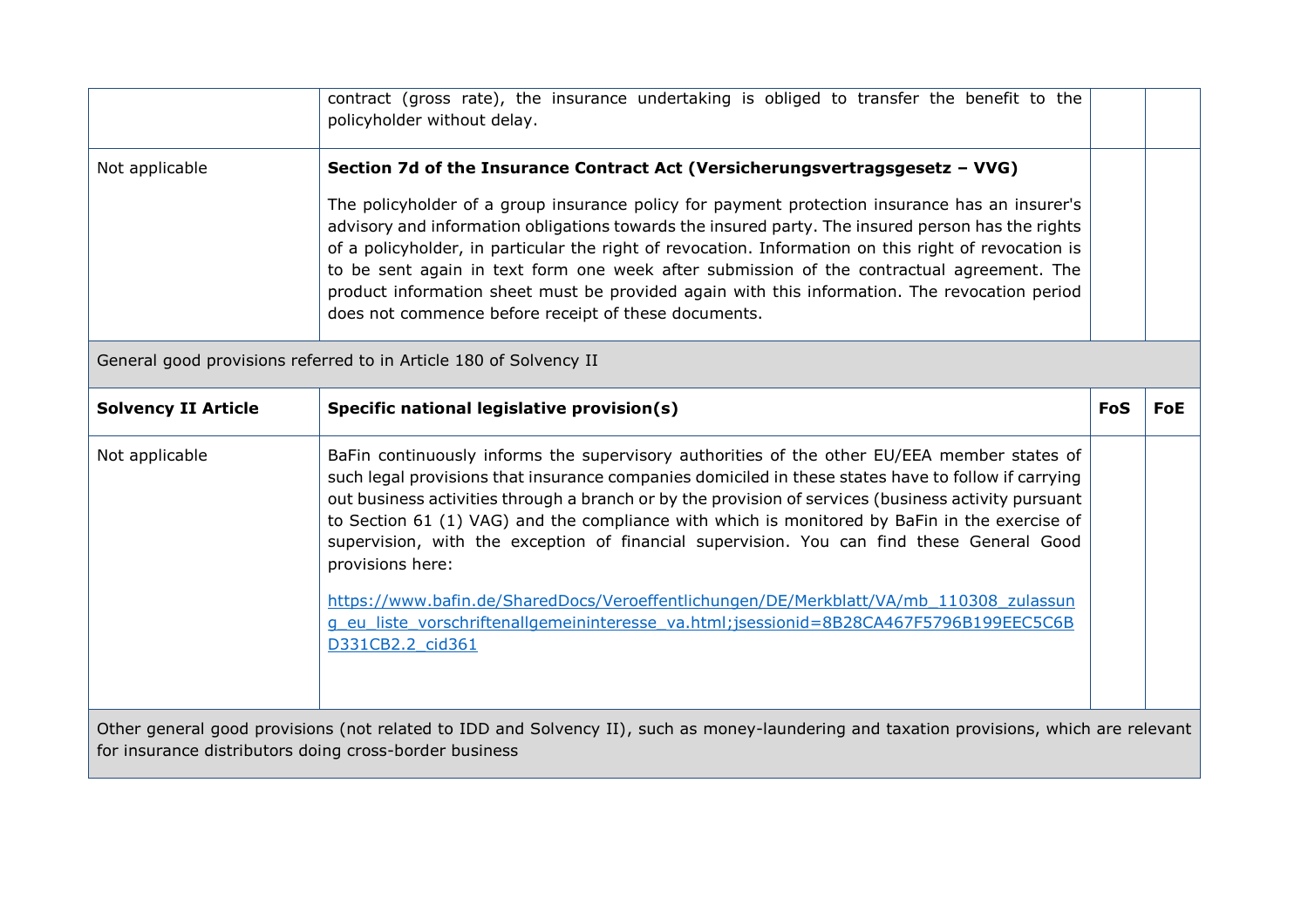| | | | |
|---|---|---|---|
| | contract (gross rate), the insurance undertaking is obliged to transfer the benefit to the policyholder without delay. | | |
| Not applicable | **Section 7d of the Insurance Contract Act (Versicherungsvertragsgesetz – VVG)**<br><br>The policyholder of a group insurance policy for payment protection insurance has an insurer's advisory and information obligations towards the insured party. The insured person has the rights of a policyholder, in particular the right of revocation. Information on this right of revocation is to be sent again in text form one week after submission of the contractual agreement. The product information sheet must be provided again with this information. The revocation period does not commence before receipt of these documents. | | |
| General good provisions referred to in Article 180 of Solvency II | | | |
| **Solvency II Article** | **Specific national legislative provision(s)** | **FoS** | **FoE** |
| Not applicable | BaFin continuously informs the supervisory authorities of the other EU/EEA member states of such legal provisions that insurance companies domiciled in these states have to follow if carrying out business activities through a branch or by the provision of services (business activity pursuant to Section 61 (1) VAG) and the compliance with which is monitored by BaFin in the exercise of supervision, with the exception of financial supervision. You can find these General Good provisions here:<br><br>https://www.bafin.de/SharedDocs/Veroeffentlichungen/DE/Merkblatt/VA/mb_110308_zulassung_eu_liste_vorschriftenallgemeininteresse_va.html;jsessionid=8B28CA467F5796B199EEC5C6BD331CB2.2_cid361 | | |
| Other general good provisions (not related to IDD and Solvency II), such as money-laundering and taxation provisions, which are relevant for insurance distributors doing cross-border business | | | |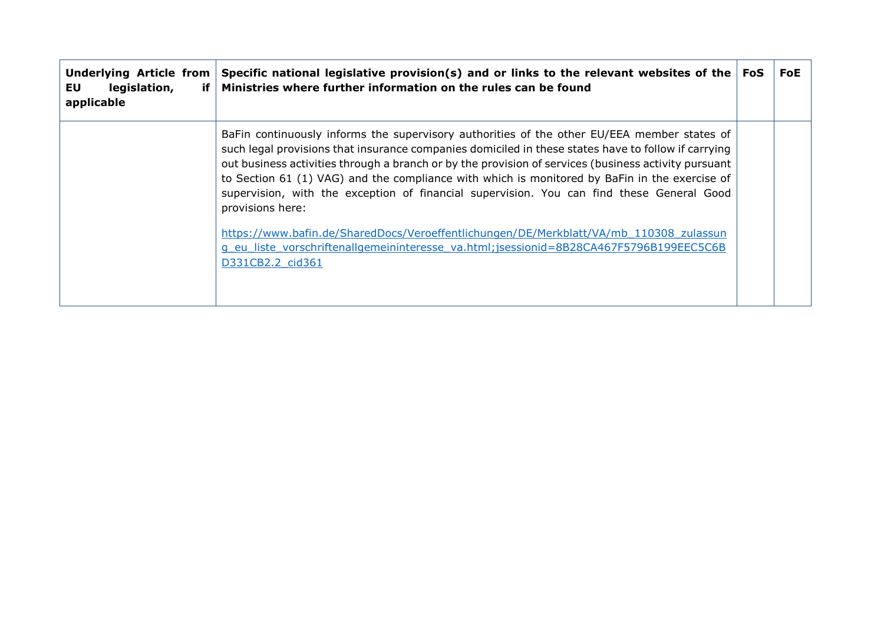| Underlying Article from EU legislation, if applicable | Specific national legislative provision(s) and or links to the relevant websites of the Ministries where further information on the rules can be found | FoS | FoE |
|---|---|---|---|
| | BaFin continuously informs the supervisory authorities of the other EU/EEA member states of such legal provisions that insurance companies domiciled in these states have to follow if carrying out business activities through a branch or by the provision of services (business activity pursuant to Section 61 (1) VAG) and the compliance with which is monitored by BaFin in the exercise of supervision, with the exception of financial supervision. You can find these General Good provisions here: <br><br> https://www.bafin.de/SharedDocs/Veroeffentlichungen/DE/Merkblatt/VA/mb_110308_zulassung_eu_liste_vorschriftenallgemeininteresse_va.html;jsessionid=8B28CA467F5796B199EEC5C6BD331CB2.2_cid361 | | |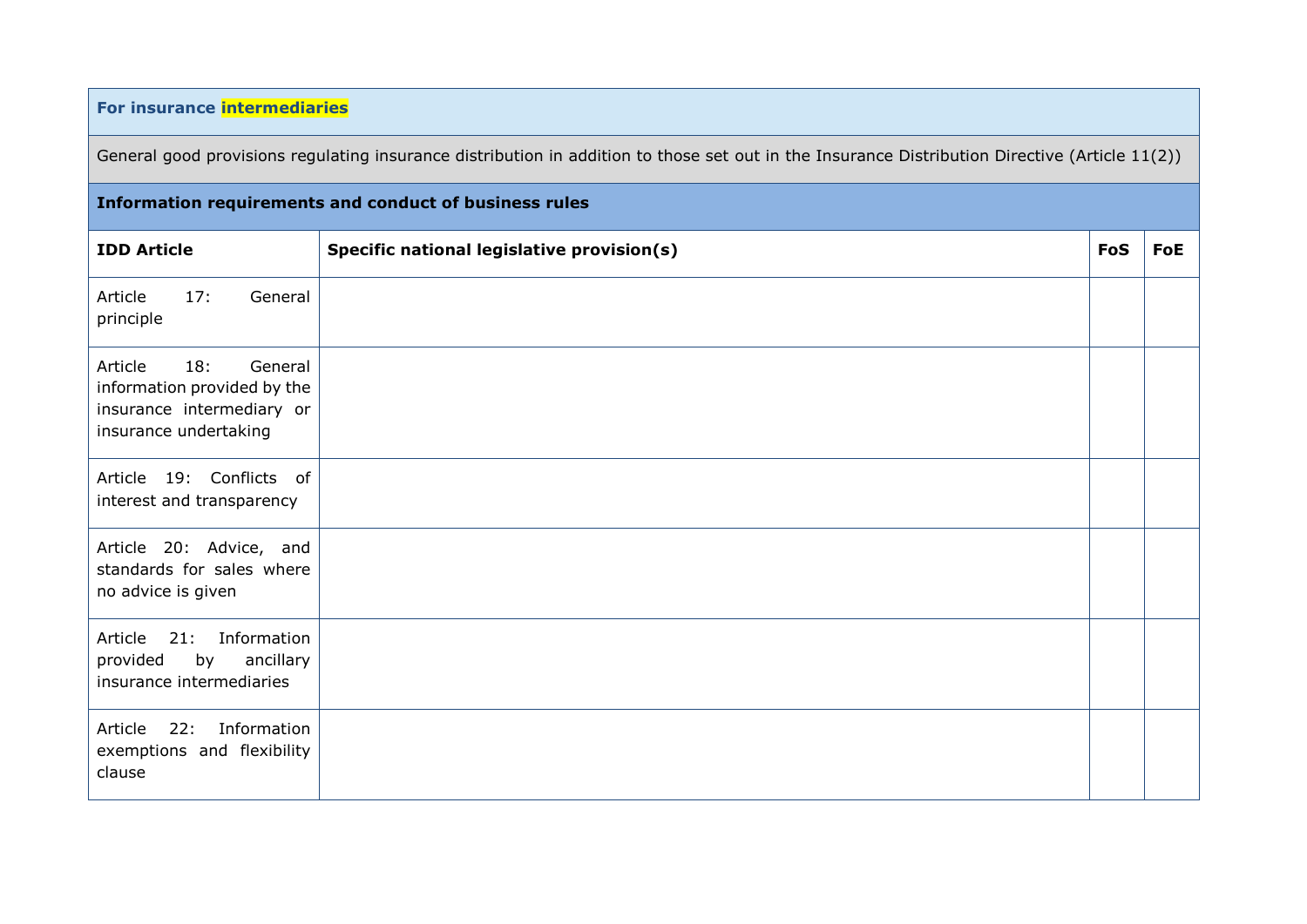| For insurance intermediaries | | | |
|---|---|---|---|
| General good provisions regulating insurance distribution in addition to those set out in the Insurance Distribution Directive (Article 11(2)) | | | |
| **Information requirements and conduct of business rules** | | | |
| **IDD Article** | **Specific national legislative provision(s)** | **FoS** | **FoE** |
| Article 17: General principle | | | |
| Article 18: General information provided by the insurance intermediary or insurance undertaking | | | |
| Article 19: Conflicts of interest and transparency | | | |
| Article 20: Advice, and standards for sales where no advice is given | | | |
| Article 21: Information provided by ancillary insurance intermediaries | | | |
| Article 22: Information exemptions and flexibility clause | | | |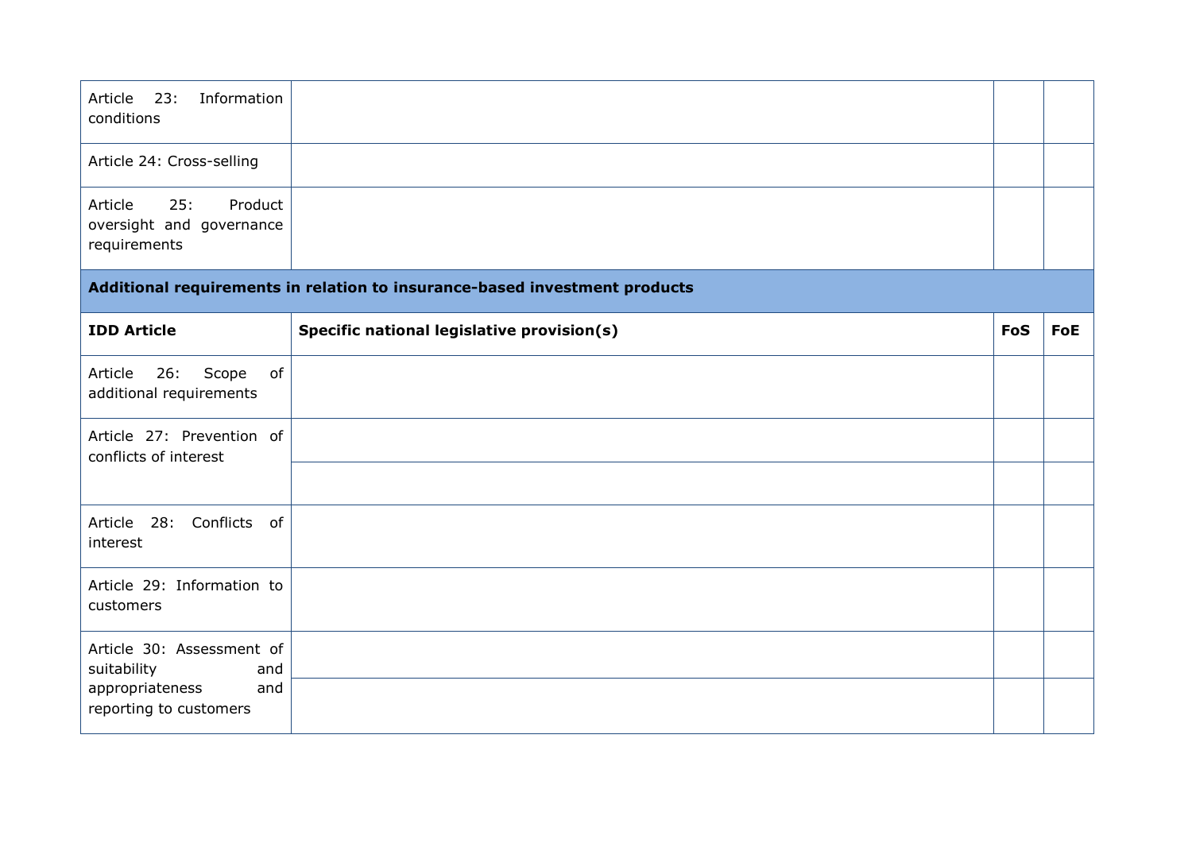| | | | |
|---|---|---|---|
| Article 23: Information conditions | | | |
| Article 24: Cross-selling | | | |
| Article 25: Product oversight and governance requirements | | | |
| **Additional requirements in relation to insurance-based investment products** | | | |
| **IDD Article** | **Specific national legislative provision(s)** | **FoS** | **FoE** |
| Article 26: Scope of additional requirements | | | |
| Article 27: Prevention of conflicts of interest | | | |
| | | | |
| Article 28: Conflicts of interest | | | |
| Article 29: Information to customers | | | |
| Article 30: Assessment of suitability and appropriateness and reporting to customers | | | |
| | | | |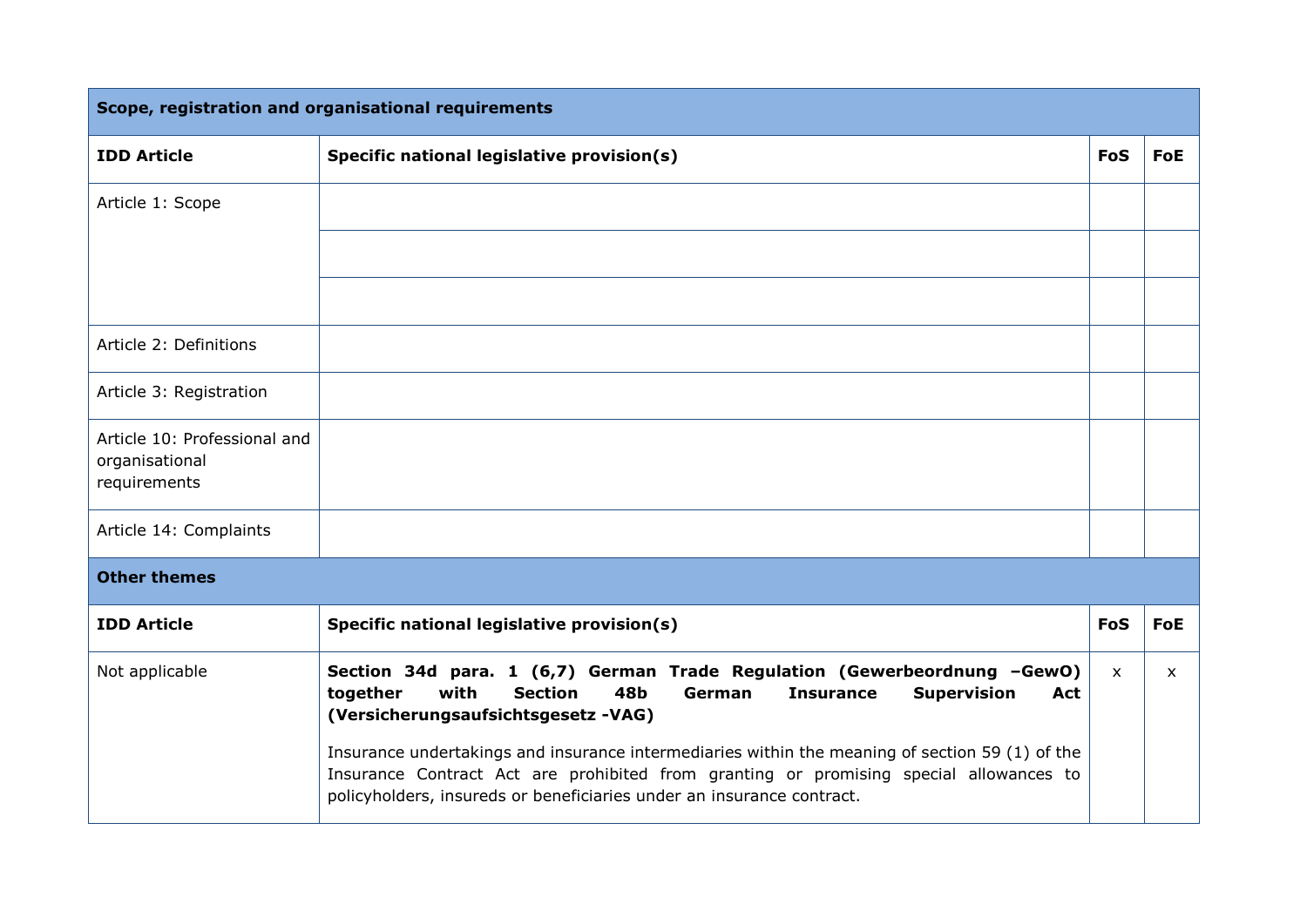| **Scope, registration and organisational requirements** | | | |
|---|---|---|---|
| **IDD Article** | **Specific national legislative provision(s)** | **FoS** | **FoE** |
| Article 1: Scope | | | |
| | | | |
| | | | |
| Article 2: Definitions | | | |
| Article 3: Registration | | | |
| Article 10: Professional and organisational requirements | | | |
| Article 14: Complaints | | | |
| **Other themes** | | | |
| **IDD Article** | **Specific national legislative provision(s)** | **FoS** | **FoE** |
| Not applicable | **Section 34d para. 1 (6,7) German Trade Regulation (Gewerbeordnung –GewO) together with Section 48b German Insurance Supervision Act (Versicherungsaufsichtsgesetz -VAG)**<br><br>Insurance undertakings and insurance intermediaries within the meaning of section 59 (1) of the Insurance Contract Act are prohibited from granting or promising special allowances to policyholders, insureds or beneficiaries under an insurance contract. | x | x |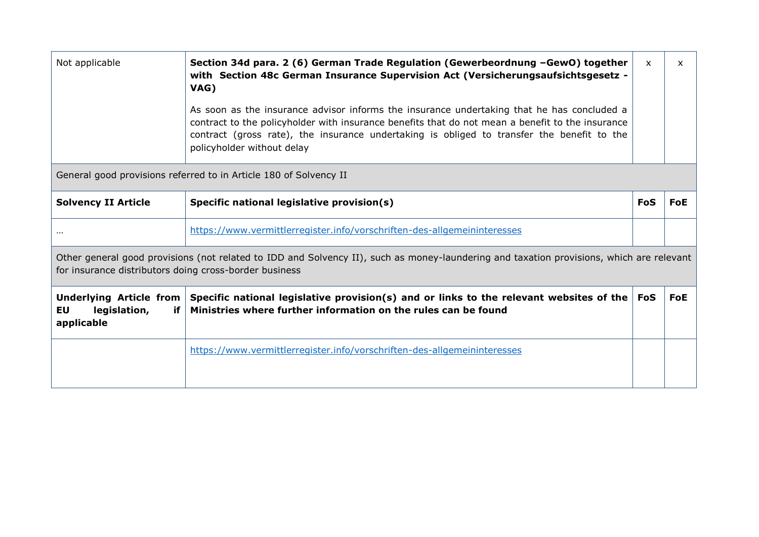| | | | |
|---|---|---|---|
| Not applicable | **Section 34d para. 2 (6) German Trade Regulation (Gewerbeordnung –GewO) together with Section 48c German Insurance Supervision Act (Versicherungsaufsichtsgesetz - VAG)**<br><br>As soon as the insurance advisor informs the insurance undertaking that he has concluded a contract to the policyholder with insurance benefits that do not mean a benefit to the insurance contract (gross rate), the insurance undertaking is obliged to transfer the benefit to the policyholder without delay | x | x |
| General good provisions referred to in Article 180 of Solvency II | | | |
| **Solvency II Article** | **Specific national legislative provision(s)** | **FoS** | **FoE** |
| … | https://www.vermittlerregister.info/vorschriften-des-allgemeininteresses | | |
| Other general good provisions (not related to IDD and Solvency II), such as money-laundering and taxation provisions, which are relevant for insurance distributors doing cross-border business | | | |
| **Underlying Article from EU legislation, if applicable** | **Specific national legislative provision(s) and or links to the relevant websites of the Ministries where further information on the rules can be found** | **FoS** | **FoE** |
| | https://www.vermittlerregister.info/vorschriften-des-allgemeininteresses | | |